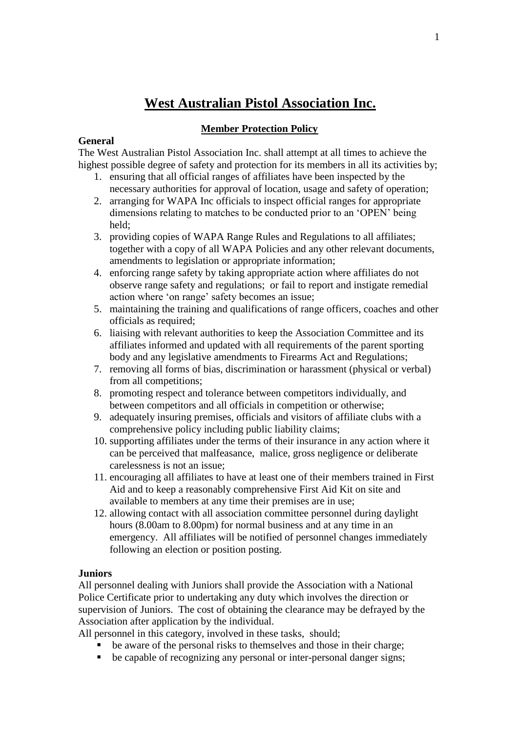# West Australian Pistol Association Inc.

## Member Protection Policy

### General

The West Australian Pistol Association Inc. shall attempt at all times to achieve the highest possible degree of safety and protection for its members in all its activities by;

1. ensuring that all official ranges of affiliates have been inspected by the necessary authorities for approval of location, usage and safety of operation;
2. arranging for WAPA Inc officials to inspect official ranges for appropriate dimensions relating to matches to be conducted prior to an 'OPEN' being held;
3. providing copies of WAPA Range Rules and Regulations to all affiliates; together with a copy of all WAPA Policies and any other relevant documents, amendments to legislation or appropriate information;
4. enforcing range safety by taking appropriate action where affiliates do not observe range safety and regulations; or fail to report and instigate remedial action where 'on range' safety becomes an issue;
5. maintaining the training and qualifications of range officers, coaches and other officials as required;
6. liaising with relevant authorities to keep the Association Committee and its affiliates informed and updated with all requirements of the parent sporting body and any legislative amendments to Firearms Act and Regulations;
7. removing all forms of bias, discrimination or harassment (physical or verbal) from all competitions;
8. promoting respect and tolerance between competitors individually, and between competitors and all officials in competition or otherwise;
9. adequately insuring premises, officials and visitors of affiliate clubs with a comprehensive policy including public liability claims;
10. supporting affiliates under the terms of their insurance in any action where it can be perceived that malfeasance, malice, gross negligence or deliberate carelessness is not an issue;
11. encouraging all affiliates to have at least one of their members trained in First Aid and to keep a reasonably comprehensive First Aid Kit on site and available to members at any time their premises are in use;
12. allowing contact with all association committee personnel during daylight hours (8.00am to 8.00pm) for normal business and at any time in an emergency. All affiliates will be notified of personnel changes immediately following an election or position posting.

### Juniors

All personnel dealing with Juniors shall provide the Association with a National Police Certificate prior to undertaking any duty which involves the direction or supervision of Juniors. The cost of obtaining the clearance may be defrayed by the Association after application by the individual.

All personnel in this category, involved in these tasks, should;

- be aware of the personal risks to themselves and those in their charge;
- be capable of recognizing any personal or inter-personal danger signs;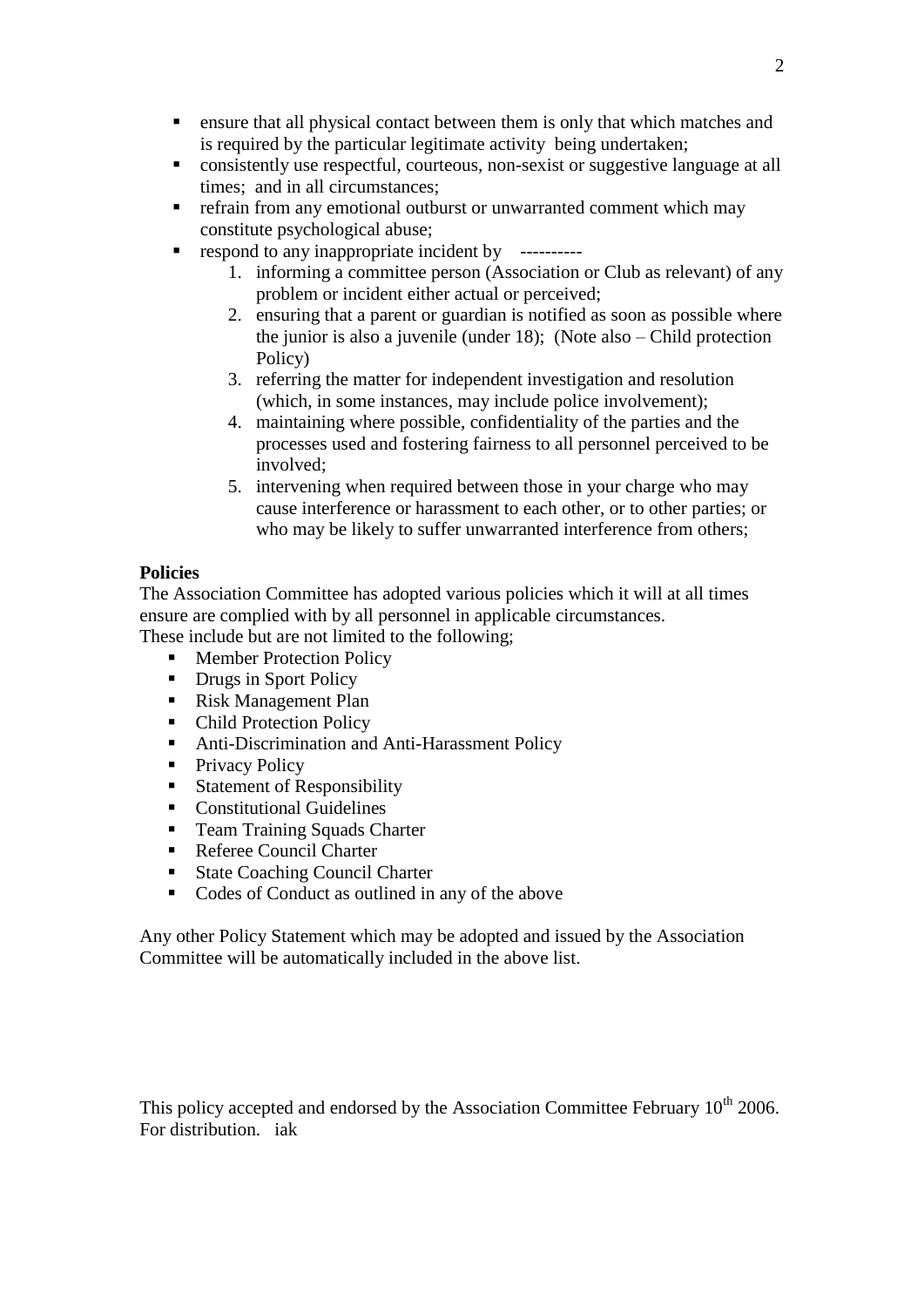- ensure that all physical contact between them is only that which matches and is required by the particular legitimate activity being undertaken;
- consistently use respectful, courteous, non-sexist or suggestive language at all times; and in all circumstances;
- refrain from any emotional outburst or unwarranted comment which may constitute psychological abuse;
- respond to any inappropriate incident by ----------
    1. informing a committee person (Association or Club as relevant) of any problem or incident either actual or perceived;
    2. ensuring that a parent or guardian is notified as soon as possible where the junior is also a juvenile (under 18); (Note also – Child protection Policy)
    3. referring the matter for independent investigation and resolution (which, in some instances, may include police involvement);
    4. maintaining where possible, confidentiality of the parties and the processes used and fostering fairness to all personnel perceived to be involved;
    5. intervening when required between those in your charge who may cause interference or harassment to each other, or to other parties; or who may be likely to suffer unwarranted interference from others;

**Policies**

The Association Committee has adopted various policies which it will at all times ensure are complied with by all personnel in applicable circumstances.
These include but are not limited to the following;

- Member Protection Policy
- Drugs in Sport Policy
- Risk Management Plan
- Child Protection Policy
- Anti-Discrimination and Anti-Harassment Policy
- Privacy Policy
- Statement of Responsibility
- Constitutional Guidelines
- Team Training Squads Charter
- Referee Council Charter
- State Coaching Council Charter
- Codes of Conduct as outlined in any of the above

Any other Policy Statement which may be adopted and issued by the Association Committee will be automatically included in the above list.

This policy accepted and endorsed by the Association Committee February 10th 2006.
For distribution. iak